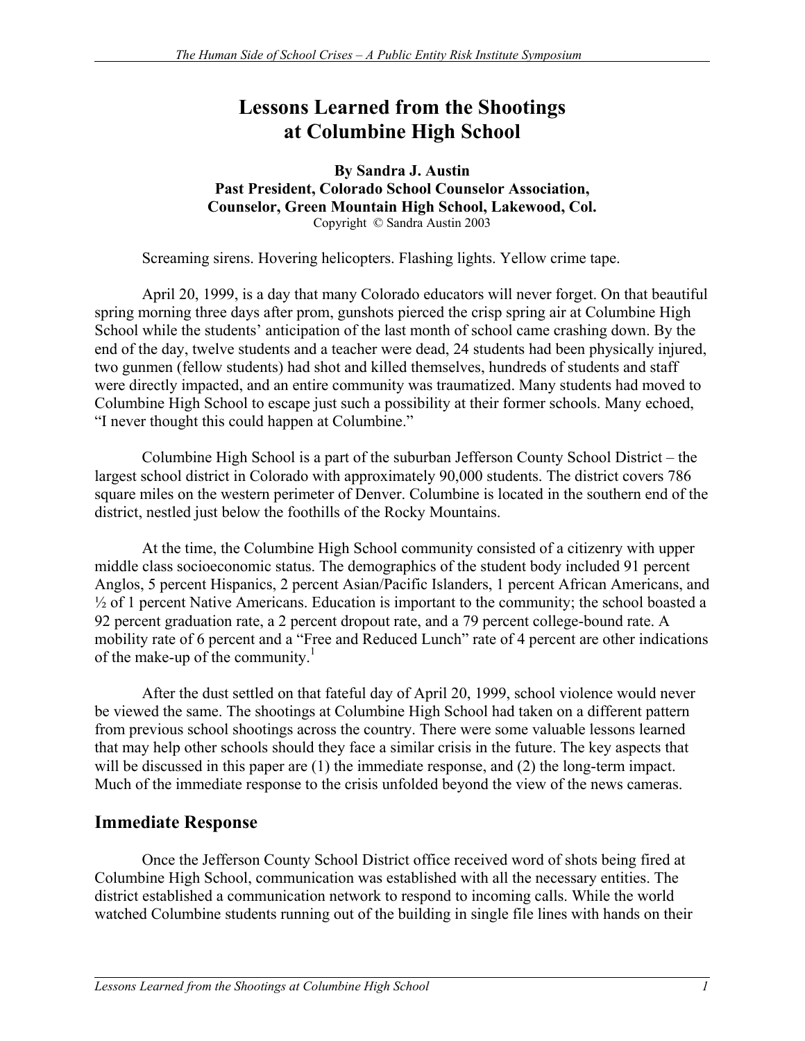# Lessons Learned from the Shootings at Columbine High School

**By Sandra J. Austin**
**Past President, Colorado School Counselor Association,**
**Counselor, Green Mountain High School, Lakewood, Col.**
Copyright © Sandra Austin 2003

Screaming sirens. Hovering helicopters. Flashing lights. Yellow crime tape.

April 20, 1999, is a day that many Colorado educators will never forget. On that beautiful spring morning three days after prom, gunshots pierced the crisp spring air at Columbine High School while the students' anticipation of the last month of school came crashing down. By the end of the day, twelve students and a teacher were dead, 24 students had been physically injured, two gunmen (fellow students) had shot and killed themselves, hundreds of students and staff were directly impacted, and an entire community was traumatized. Many students had moved to Columbine High School to escape just such a possibility at their former schools. Many echoed, "I never thought this could happen at Columbine."

Columbine High School is a part of the suburban Jefferson County School District – the largest school district in Colorado with approximately 90,000 students. The district covers 786 square miles on the western perimeter of Denver. Columbine is located in the southern end of the district, nestled just below the foothills of the Rocky Mountains.

At the time, the Columbine High School community consisted of a citizenry with upper middle class socioeconomic status. The demographics of the student body included 91 percent Anglos, 5 percent Hispanics, 2 percent Asian/Pacific Islanders, 1 percent African Americans, and ½ of 1 percent Native Americans. Education is important to the community; the school boasted a 92 percent graduation rate, a 2 percent dropout rate, and a 79 percent college-bound rate. A mobility rate of 6 percent and a "Free and Reduced Lunch" rate of 4 percent are other indications of the make-up of the community.[1]

After the dust settled on that fateful day of April 20, 1999, school violence would never be viewed the same. The shootings at Columbine High School had taken on a different pattern from previous school shootings across the country. There were some valuable lessons learned that may help other schools should they face a similar crisis in the future. The key aspects that will be discussed in this paper are (1) the immediate response, and (2) the long-term impact. Much of the immediate response to the crisis unfolded beyond the view of the news cameras.

## Immediate Response

Once the Jefferson County School District office received word of shots being fired at Columbine High School, communication was established with all the necessary entities. The district established a communication network to respond to incoming calls. While the world watched Columbine students running out of the building in single file lines with hands on their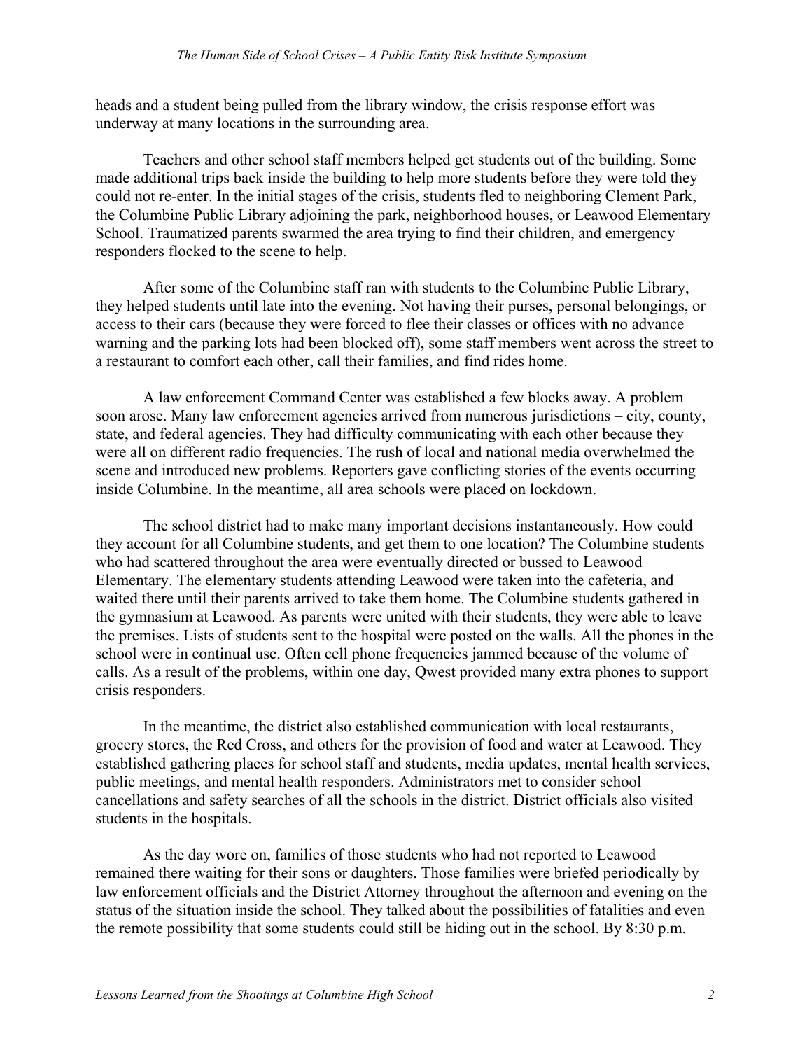heads and a student being pulled from the library window, the crisis response effort was underway at many locations in the surrounding area.

Teachers and other school staff members helped get students out of the building. Some made additional trips back inside the building to help more students before they were told they could not re-enter. In the initial stages of the crisis, students fled to neighboring Clement Park, the Columbine Public Library adjoining the park, neighborhood houses, or Leawood Elementary School. Traumatized parents swarmed the area trying to find their children, and emergency responders flocked to the scene to help.

After some of the Columbine staff ran with students to the Columbine Public Library, they helped students until late into the evening. Not having their purses, personal belongings, or access to their cars (because they were forced to flee their classes or offices with no advance warning and the parking lots had been blocked off), some staff members went across the street to a restaurant to comfort each other, call their families, and find rides home.

A law enforcement Command Center was established a few blocks away. A problem soon arose. Many law enforcement agencies arrived from numerous jurisdictions – city, county, state, and federal agencies. They had difficulty communicating with each other because they were all on different radio frequencies. The rush of local and national media overwhelmed the scene and introduced new problems. Reporters gave conflicting stories of the events occurring inside Columbine. In the meantime, all area schools were placed on lockdown.

The school district had to make many important decisions instantaneously. How could they account for all Columbine students, and get them to one location? The Columbine students who had scattered throughout the area were eventually directed or bussed to Leawood Elementary. The elementary students attending Leawood were taken into the cafeteria, and waited there until their parents arrived to take them home. The Columbine students gathered in the gymnasium at Leawood. As parents were united with their students, they were able to leave the premises. Lists of students sent to the hospital were posted on the walls. All the phones in the school were in continual use. Often cell phone frequencies jammed because of the volume of calls. As a result of the problems, within one day, Qwest provided many extra phones to support crisis responders.

In the meantime, the district also established communication with local restaurants, grocery stores, the Red Cross, and others for the provision of food and water at Leawood. They established gathering places for school staff and students, media updates, mental health services, public meetings, and mental health responders. Administrators met to consider school cancellations and safety searches of all the schools in the district. District officials also visited students in the hospitals.

As the day wore on, families of those students who had not reported to Leawood remained there waiting for their sons or daughters. Those families were briefed periodically by law enforcement officials and the District Attorney throughout the afternoon and evening on the status of the situation inside the school. They talked about the possibilities of fatalities and even the remote possibility that some students could still be hiding out in the school. By 8:30 p.m.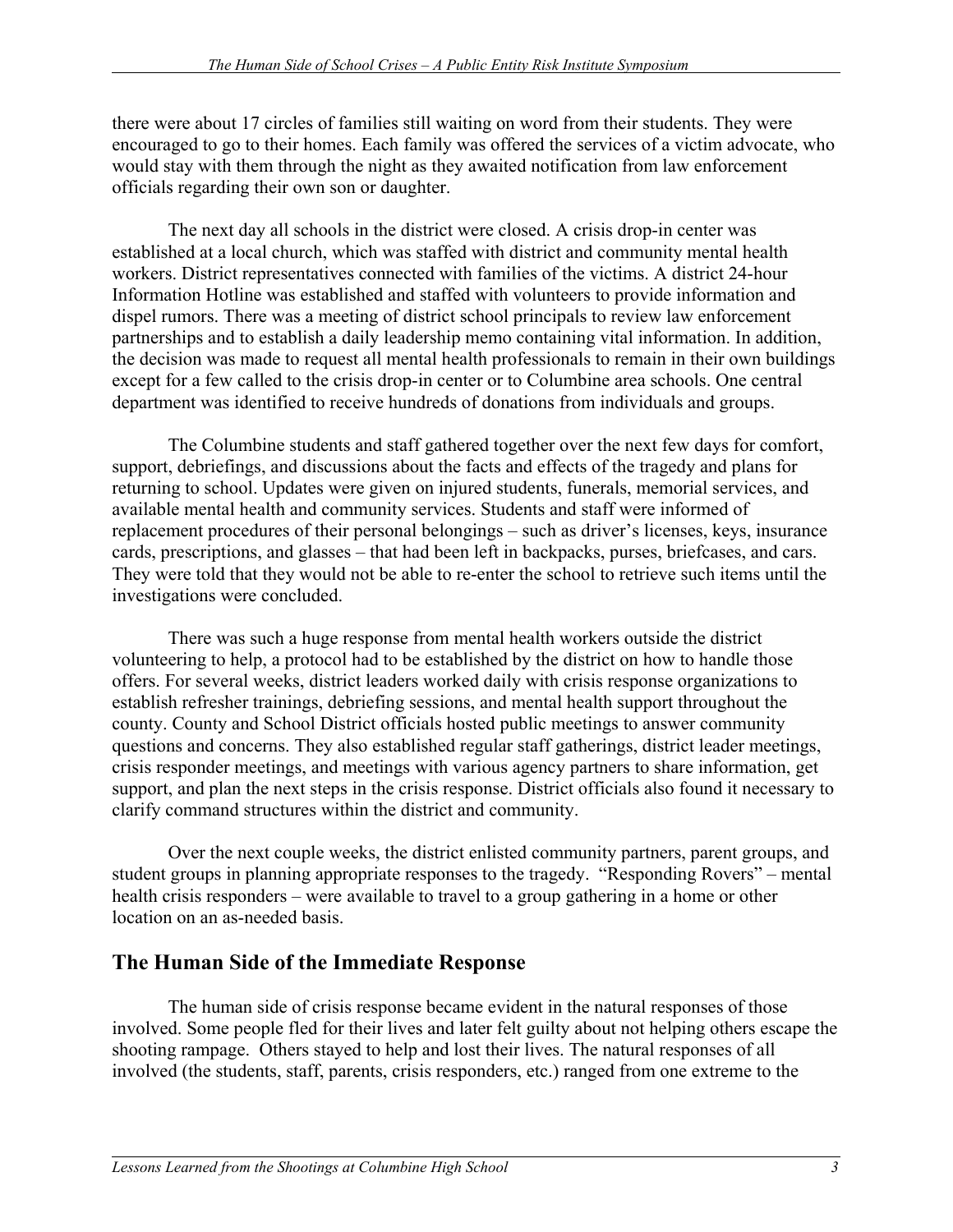there were about 17 circles of families still waiting on word from their students. They were encouraged to go to their homes. Each family was offered the services of a victim advocate, who would stay with them through the night as they awaited notification from law enforcement officials regarding their own son or daughter.

The next day all schools in the district were closed. A crisis drop-in center was established at a local church, which was staffed with district and community mental health workers. District representatives connected with families of the victims. A district 24-hour Information Hotline was established and staffed with volunteers to provide information and dispel rumors. There was a meeting of district school principals to review law enforcement partnerships and to establish a daily leadership memo containing vital information. In addition, the decision was made to request all mental health professionals to remain in their own buildings except for a few called to the crisis drop-in center or to Columbine area schools. One central department was identified to receive hundreds of donations from individuals and groups.

The Columbine students and staff gathered together over the next few days for comfort, support, debriefings, and discussions about the facts and effects of the tragedy and plans for returning to school. Updates were given on injured students, funerals, memorial services, and available mental health and community services. Students and staff were informed of replacement procedures of their personal belongings – such as driver's licenses, keys, insurance cards, prescriptions, and glasses – that had been left in backpacks, purses, briefcases, and cars. They were told that they would not be able to re-enter the school to retrieve such items until the investigations were concluded.

There was such a huge response from mental health workers outside the district volunteering to help, a protocol had to be established by the district on how to handle those offers. For several weeks, district leaders worked daily with crisis response organizations to establish refresher trainings, debriefing sessions, and mental health support throughout the county. County and School District officials hosted public meetings to answer community questions and concerns. They also established regular staff gatherings, district leader meetings, crisis responder meetings, and meetings with various agency partners to share information, get support, and plan the next steps in the crisis response. District officials also found it necessary to clarify command structures within the district and community.

Over the next couple weeks, the district enlisted community partners, parent groups, and student groups in planning appropriate responses to the tragedy. "Responding Rovers" – mental health crisis responders – were available to travel to a group gathering in a home or other location on an as-needed basis.

## The Human Side of the Immediate Response

The human side of crisis response became evident in the natural responses of those involved. Some people fled for their lives and later felt guilty about not helping others escape the shooting rampage. Others stayed to help and lost their lives. The natural responses of all involved (the students, staff, parents, crisis responders, etc.) ranged from one extreme to the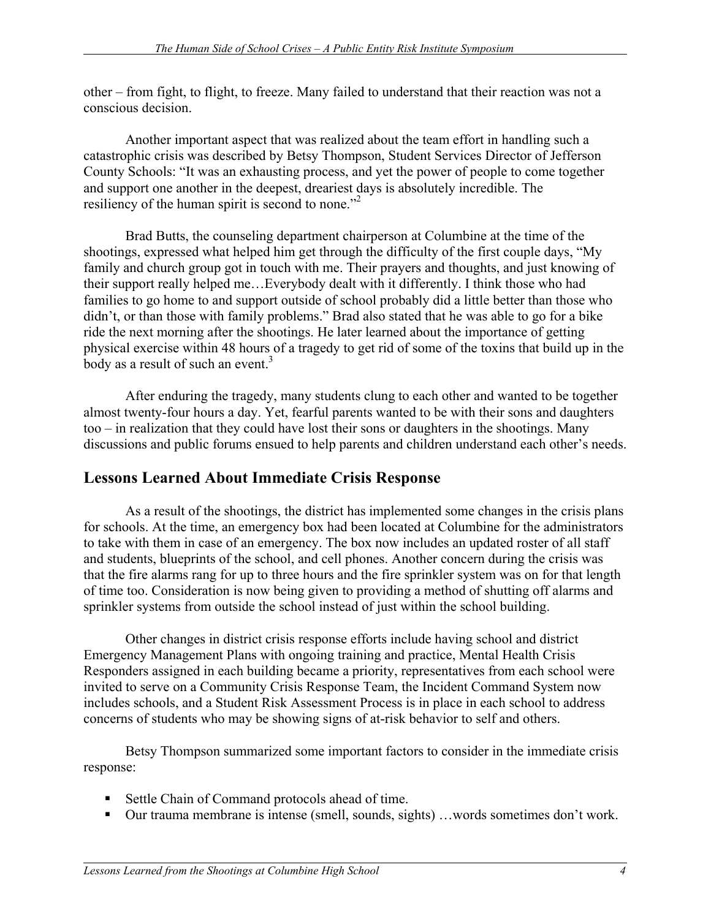other – from fight, to flight, to freeze. Many failed to understand that their reaction was not a conscious decision.

Another important aspect that was realized about the team effort in handling such a catastrophic crisis was described by Betsy Thompson, Student Services Director of Jefferson County Schools: "It was an exhausting process, and yet the power of people to come together and support one another in the deepest, dreariest days is absolutely incredible. The resiliency of the human spirit is second to none."[2]

Brad Butts, the counseling department chairperson at Columbine at the time of the shootings, expressed what helped him get through the difficulty of the first couple days, "My family and church group got in touch with me. Their prayers and thoughts, and just knowing of their support really helped me…Everybody dealt with it differently. I think those who had families to go home to and support outside of school probably did a little better than those who didn't, or than those with family problems." Brad also stated that he was able to go for a bike ride the next morning after the shootings. He later learned about the importance of getting physical exercise within 48 hours of a tragedy to get rid of some of the toxins that build up in the body as a result of such an event.[3]

After enduring the tragedy, many students clung to each other and wanted to be together almost twenty-four hours a day. Yet, fearful parents wanted to be with their sons and daughters too – in realization that they could have lost their sons or daughters in the shootings. Many discussions and public forums ensued to help parents and children understand each other's needs.

## Lessons Learned About Immediate Crisis Response

As a result of the shootings, the district has implemented some changes in the crisis plans for schools. At the time, an emergency box had been located at Columbine for the administrators to take with them in case of an emergency. The box now includes an updated roster of all staff and students, blueprints of the school, and cell phones. Another concern during the crisis was that the fire alarms rang for up to three hours and the fire sprinkler system was on for that length of time too. Consideration is now being given to providing a method of shutting off alarms and sprinkler systems from outside the school instead of just within the school building.

Other changes in district crisis response efforts include having school and district Emergency Management Plans with ongoing training and practice, Mental Health Crisis Responders assigned in each building became a priority, representatives from each school were invited to serve on a Community Crisis Response Team, the Incident Command System now includes schools, and a Student Risk Assessment Process is in place in each school to address concerns of students who may be showing signs of at-risk behavior to self and others.

Betsy Thompson summarized some important factors to consider in the immediate crisis response:

- Settle Chain of Command protocols ahead of time.
- Our trauma membrane is intense (smell, sounds, sights) …words sometimes don't work.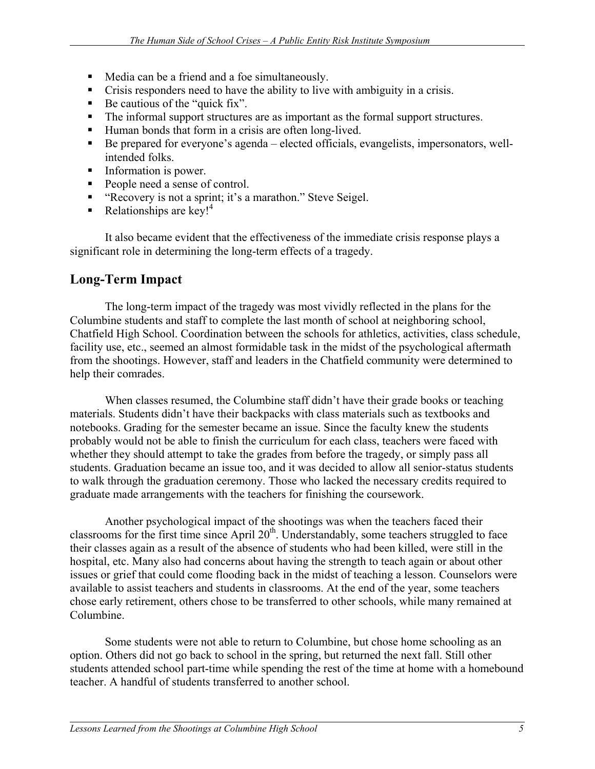- Media can be a friend and a foe simultaneously.
- Crisis responders need to have the ability to live with ambiguity in a crisis.
- Be cautious of the "quick fix".
- The informal support structures are as important as the formal support structures.
- Human bonds that form in a crisis are often long-lived.
- Be prepared for everyone's agenda – elected officials, evangelists, impersonators, well-intended folks.
- Information is power.
- People need a sense of control.
- "Recovery is not a sprint; it's a marathon." Steve Seigel.
- Relationships are key![4]

It also became evident that the effectiveness of the immediate crisis response plays a significant role in determining the long-term effects of a tragedy.

## Long-Term Impact

The long-term impact of the tragedy was most vividly reflected in the plans for the Columbine students and staff to complete the last month of school at neighboring school, Chatfield High School. Coordination between the schools for athletics, activities, class schedule, facility use, etc., seemed an almost formidable task in the midst of the psychological aftermath from the shootings. However, staff and leaders in the Chatfield community were determined to help their comrades.

When classes resumed, the Columbine staff didn't have their grade books or teaching materials. Students didn't have their backpacks with class materials such as textbooks and notebooks. Grading for the semester became an issue. Since the faculty knew the students probably would not be able to finish the curriculum for each class, teachers were faced with whether they should attempt to take the grades from before the tragedy, or simply pass all students. Graduation became an issue too, and it was decided to allow all senior-status students to walk through the graduation ceremony. Those who lacked the necessary credits required to graduate made arrangements with the teachers for finishing the coursework.

Another psychological impact of the shootings was when the teachers faced their classrooms for the first time since April 20th. Understandably, some teachers struggled to face their classes again as a result of the absence of students who had been killed, were still in the hospital, etc. Many also had concerns about having the strength to teach again or about other issues or grief that could come flooding back in the midst of teaching a lesson. Counselors were available to assist teachers and students in classrooms. At the end of the year, some teachers chose early retirement, others chose to be transferred to other schools, while many remained at Columbine.

Some students were not able to return to Columbine, but chose home schooling as an option. Others did not go back to school in the spring, but returned the next fall. Still other students attended school part-time while spending the rest of the time at home with a homebound teacher. A handful of students transferred to another school.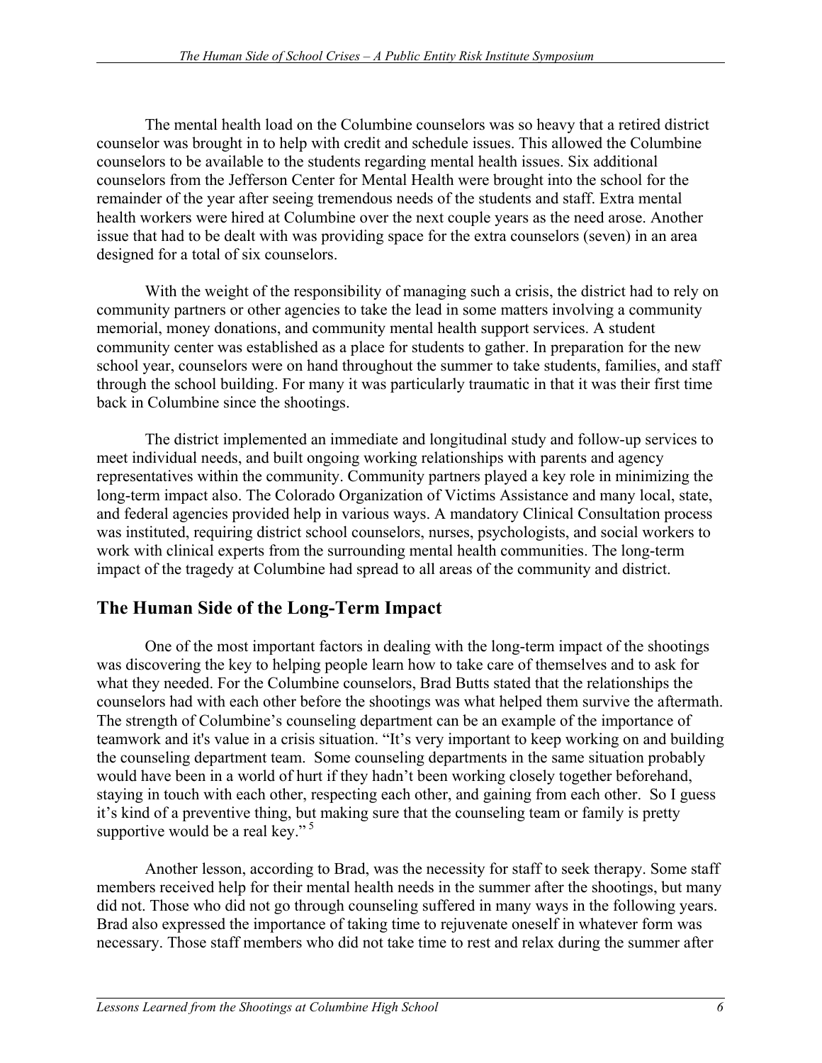The mental health load on the Columbine counselors was so heavy that a retired district counselor was brought in to help with credit and schedule issues. This allowed the Columbine counselors to be available to the students regarding mental health issues. Six additional counselors from the Jefferson Center for Mental Health were brought into the school for the remainder of the year after seeing tremendous needs of the students and staff. Extra mental health workers were hired at Columbine over the next couple years as the need arose. Another issue that had to be dealt with was providing space for the extra counselors (seven) in an area designed for a total of six counselors.

With the weight of the responsibility of managing such a crisis, the district had to rely on community partners or other agencies to take the lead in some matters involving a community memorial, money donations, and community mental health support services. A student community center was established as a place for students to gather. In preparation for the new school year, counselors were on hand throughout the summer to take students, families, and staff through the school building. For many it was particularly traumatic in that it was their first time back in Columbine since the shootings.

The district implemented an immediate and longitudinal study and follow-up services to meet individual needs, and built ongoing working relationships with parents and agency representatives within the community. Community partners played a key role in minimizing the long-term impact also. The Colorado Organization of Victims Assistance and many local, state, and federal agencies provided help in various ways. A mandatory Clinical Consultation process was instituted, requiring district school counselors, nurses, psychologists, and social workers to work with clinical experts from the surrounding mental health communities. The long-term impact of the tragedy at Columbine had spread to all areas of the community and district.

## The Human Side of the Long-Term Impact

One of the most important factors in dealing with the long-term impact of the shootings was discovering the key to helping people learn how to take care of themselves and to ask for what they needed. For the Columbine counselors, Brad Butts stated that the relationships the counselors had with each other before the shootings was what helped them survive the aftermath. The strength of Columbine's counseling department can be an example of the importance of teamwork and it's value in a crisis situation. "It's very important to keep working on and building the counseling department team. Some counseling departments in the same situation probably would have been in a world of hurt if they hadn't been working closely together beforehand, staying in touch with each other, respecting each other, and gaining from each other. So I guess it's kind of a preventive thing, but making sure that the counseling team or family is pretty supportive would be a real key." [5]

Another lesson, according to Brad, was the necessity for staff to seek therapy. Some staff members received help for their mental health needs in the summer after the shootings, but many did not. Those who did not go through counseling suffered in many ways in the following years. Brad also expressed the importance of taking time to rejuvenate oneself in whatever form was necessary. Those staff members who did not take time to rest and relax during the summer after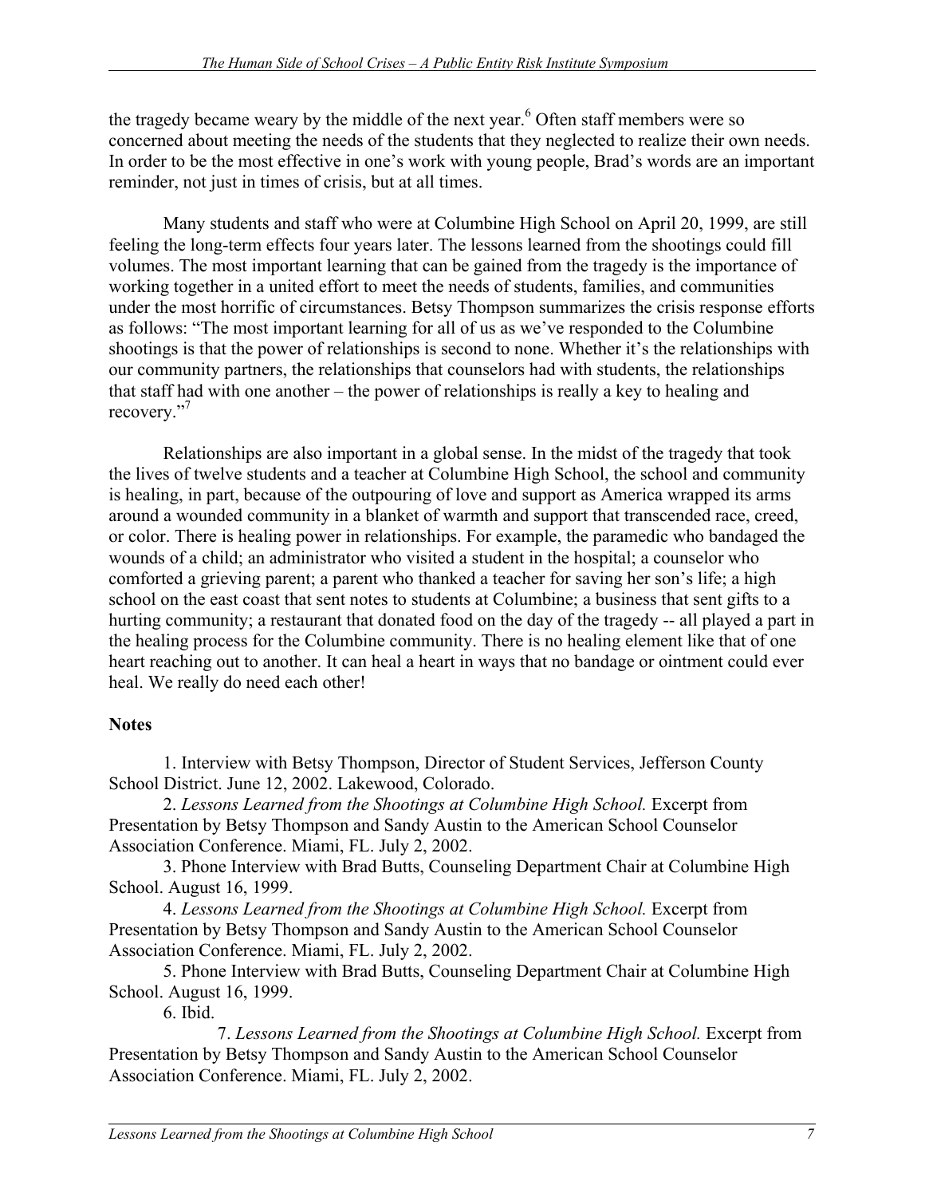the tragedy became weary by the middle of the next year.[6] Often staff members were so concerned about meeting the needs of the students that they neglected to realize their own needs. In order to be the most effective in one's work with young people, Brad's words are an important reminder, not just in times of crisis, but at all times.

Many students and staff who were at Columbine High School on April 20, 1999, are still feeling the long-term effects four years later. The lessons learned from the shootings could fill volumes. The most important learning that can be gained from the tragedy is the importance of working together in a united effort to meet the needs of students, families, and communities under the most horrific of circumstances. Betsy Thompson summarizes the crisis response efforts as follows: "The most important learning for all of us as we've responded to the Columbine shootings is that the power of relationships is second to none. Whether it's the relationships with our community partners, the relationships that counselors had with students, the relationships that staff had with one another – the power of relationships is really a key to healing and recovery."[7]

Relationships are also important in a global sense. In the midst of the tragedy that took the lives of twelve students and a teacher at Columbine High School, the school and community is healing, in part, because of the outpouring of love and support as America wrapped its arms around a wounded community in a blanket of warmth and support that transcended race, creed, or color. There is healing power in relationships. For example, the paramedic who bandaged the wounds of a child; an administrator who visited a student in the hospital; a counselor who comforted a grieving parent; a parent who thanked a teacher for saving her son's life; a high school on the east coast that sent notes to students at Columbine; a business that sent gifts to a hurting community; a restaurant that donated food on the day of the tragedy -- all played a part in the healing process for the Columbine community. There is no healing element like that of one heart reaching out to another. It can heal a heart in ways that no bandage or ointment could ever heal. We really do need each other!

**Notes**

1. Interview with Betsy Thompson, Director of Student Services, Jefferson County School District. June 12, 2002. Lakewood, Colorado.
2. *Lessons Learned from the Shootings at Columbine High School.* Excerpt from Presentation by Betsy Thompson and Sandy Austin to the American School Counselor Association Conference. Miami, FL. July 2, 2002.
3. Phone Interview with Brad Butts, Counseling Department Chair at Columbine High School. August 16, 1999.
4. *Lessons Learned from the Shootings at Columbine High School.* Excerpt from Presentation by Betsy Thompson and Sandy Austin to the American School Counselor Association Conference. Miami, FL. July 2, 2002.
5. Phone Interview with Brad Butts, Counseling Department Chair at Columbine High School. August 16, 1999.
6. Ibid.
7. *Lessons Learned from the Shootings at Columbine High School.* Excerpt from Presentation by Betsy Thompson and Sandy Austin to the American School Counselor Association Conference. Miami, FL. July 2, 2002.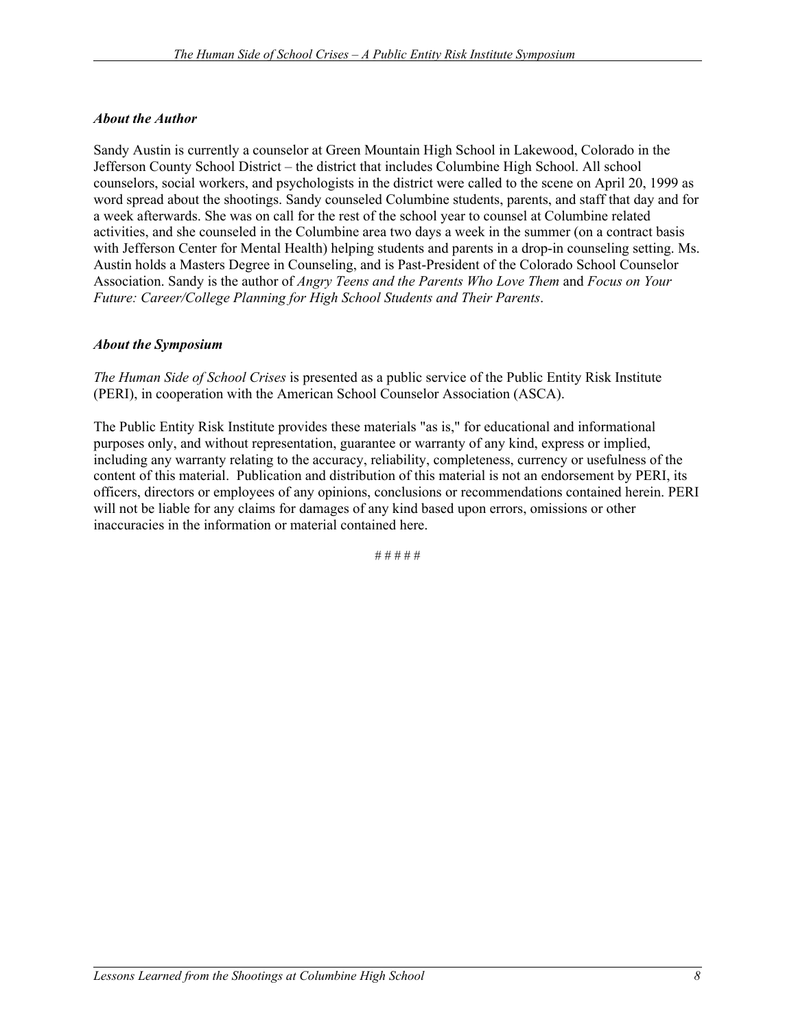### *About the Author*

Sandy Austin is currently a counselor at Green Mountain High School in Lakewood, Colorado in the Jefferson County School District – the district that includes Columbine High School. All school counselors, social workers, and psychologists in the district were called to the scene on April 20, 1999 as word spread about the shootings. Sandy counseled Columbine students, parents, and staff that day and for a week afterwards. She was on call for the rest of the school year to counsel at Columbine related activities, and she counseled in the Columbine area two days a week in the summer (on a contract basis with Jefferson Center for Mental Health) helping students and parents in a drop-in counseling setting. Ms. Austin holds a Masters Degree in Counseling, and is Past-President of the Colorado School Counselor Association. Sandy is the author of *Angry Teens and the Parents Who Love Them* and *Focus on Your Future: Career/College Planning for High School Students and Their Parents*.

### *About the Symposium*

*The Human Side of School Crises* is presented as a public service of the Public Entity Risk Institute (PERI), in cooperation with the American School Counselor Association (ASCA).

The Public Entity Risk Institute provides these materials "as is," for educational and informational purposes only, and without representation, guarantee or warranty of any kind, express or implied, including any warranty relating to the accuracy, reliability, completeness, currency or usefulness of the content of this material. Publication and distribution of this material is not an endorsement by PERI, its officers, directors or employees of any opinions, conclusions or recommendations contained herein. PERI will not be liable for any claims for damages of any kind based upon errors, omissions or other inaccuracies in the information or material contained here.

# # # # #